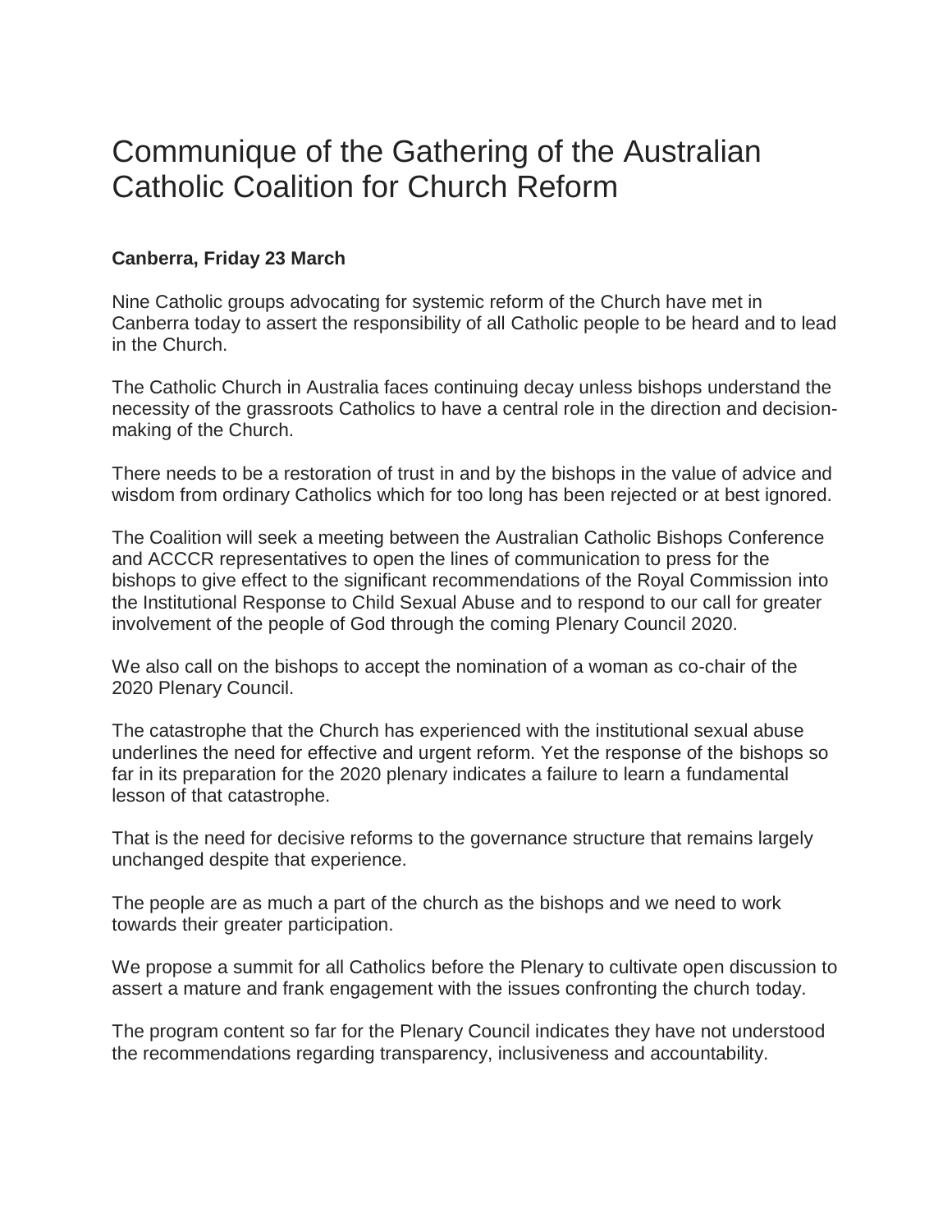# Communique of the Gathering of the Australian Catholic Coalition for Church Reform

**Canberra, Friday 23 March**

Nine Catholic groups advocating for systemic reform of the Church have met in Canberra today to assert the responsibility of all Catholic people to be heard and to lead in the Church.

The Catholic Church in Australia faces continuing decay unless bishops understand the necessity of the grassroots Catholics to have a central role in the direction and decision-making of the Church.

There needs to be a restoration of trust in and by the bishops in the value of advice and wisdom from ordinary Catholics which for too long has been rejected or at best ignored.

The Coalition will seek a meeting between the Australian Catholic Bishops Conference and ACCCR representatives to open the lines of communication to press for the bishops to give effect to the significant recommendations of the Royal Commission into the Institutional Response to Child Sexual Abuse and to respond to our call for greater involvement of the people of God through the coming Plenary Council 2020.

We also call on the bishops to accept the nomination of a woman as co-chair of the 2020 Plenary Council.

The catastrophe that the Church has experienced with the institutional sexual abuse underlines the need for effective and urgent reform. Yet the response of the bishops so far in its preparation for the 2020 plenary indicates a failure to learn a fundamental lesson of that catastrophe.

That is the need for decisive reforms to the governance structure that remains largely unchanged despite that experience.

The people are as much a part of the church as the bishops and we need to work towards their greater participation.

We propose a summit for all Catholics before the Plenary to cultivate open discussion to assert a mature and frank engagement with the issues confronting the church today.

The program content so far for the Plenary Council indicates they have not understood the recommendations regarding transparency, inclusiveness and accountability.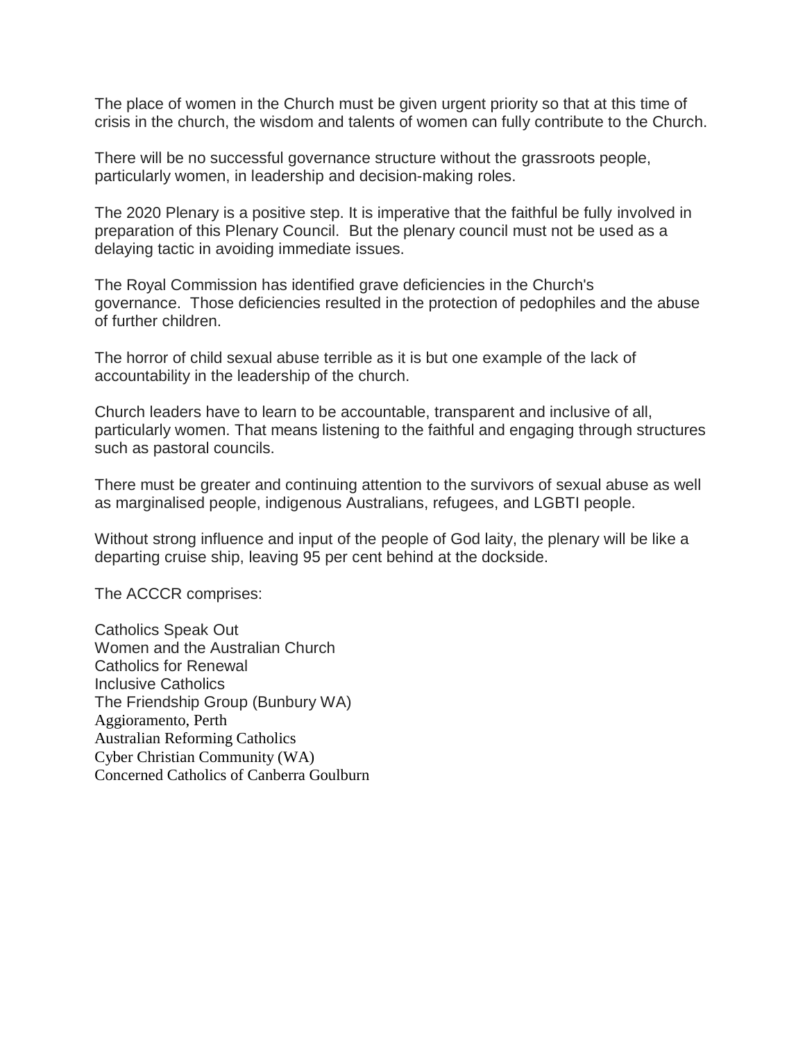The place of women in the Church must be given urgent priority so that at this time of crisis in the church, the wisdom and talents of women can fully contribute to the Church.

There will be no successful governance structure without the grassroots people, particularly women, in leadership and decision-making roles.

The 2020 Plenary is a positive step. It is imperative that the faithful be fully involved in preparation of this Plenary Council. But the plenary council must not be used as a delaying tactic in avoiding immediate issues.

The Royal Commission has identified grave deficiencies in the Church's governance. Those deficiencies resulted in the protection of pedophiles and the abuse of further children.

The horror of child sexual abuse terrible as it is but one example of the lack of accountability in the leadership of the church.

Church leaders have to learn to be accountable, transparent and inclusive of all, particularly women. That means listening to the faithful and engaging through structures such as pastoral councils.

There must be greater and continuing attention to the survivors of sexual abuse as well as marginalised people, indigenous Australians, refugees, and LGBTI people.

Without strong influence and input of the people of God laity, the plenary will be like a departing cruise ship, leaving 95 per cent behind at the dockside.

The ACCCR comprises:

Catholics Speak Out
Women and the Australian Church
Catholics for Renewal
Inclusive Catholics
The Friendship Group (Bunbury WA)
Aggioramento, Perth
Australian Reforming Catholics
Cyber Christian Community (WA)
Concerned Catholics of Canberra Goulburn